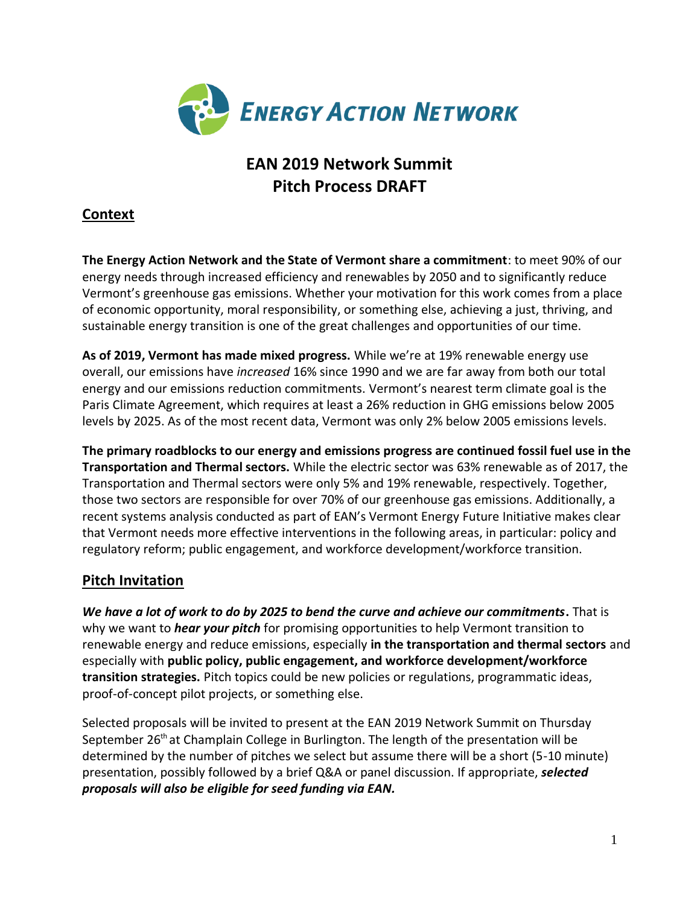ENERGY ACTION NETWORK

# EAN 2019 Network Summit
# Pitch Process DRAFT

## Context

**The Energy Action Network and the State of Vermont share a commitment**: to meet 90% of our energy needs through increased efficiency and renewables by 2050 and to significantly reduce Vermont's greenhouse gas emissions. Whether your motivation for this work comes from a place of economic opportunity, moral responsibility, or something else, achieving a just, thriving, and sustainable energy transition is one of the great challenges and opportunities of our time.

**As of 2019, Vermont has made mixed progress.** While we're at 19% renewable energy use overall, our emissions have *increased* 16% since 1990 and we are far away from both our total energy and our emissions reduction commitments. Vermont's nearest term climate goal is the Paris Climate Agreement, which requires at least a 26% reduction in GHG emissions below 2005 levels by 2025. As of the most recent data, Vermont was only 2% below 2005 emissions levels.

**The primary roadblocks to our energy and emissions progress are continued fossil fuel use in the Transportation and Thermal sectors.** While the electric sector was 63% renewable as of 2017, the Transportation and Thermal sectors were only 5% and 19% renewable, respectively. Together, those two sectors are responsible for over 70% of our greenhouse gas emissions. Additionally, a recent systems analysis conducted as part of EAN's Vermont Energy Future Initiative makes clear that Vermont needs more effective interventions in the following areas, in particular: policy and regulatory reform; public engagement, and workforce development/workforce transition.

## Pitch Invitation

***We have a lot of work to do by 2025 to bend the curve and achieve our commitments*.** That is why we want to ***hear your pitch*** for promising opportunities to help Vermont transition to renewable energy and reduce emissions, especially **in the transportation and thermal sectors** and especially with **public policy, public engagement, and workforce development/workforce transition strategies.** Pitch topics could be new policies or regulations, programmatic ideas, proof-of-concept pilot projects, or something else.

Selected proposals will be invited to present at the EAN 2019 Network Summit on Thursday September 26th at Champlain College in Burlington. The length of the presentation will be determined by the number of pitches we select but assume there will be a short (5-10 minute) presentation, possibly followed by a brief Q&A or panel discussion. If appropriate, ***selected proposals will also be eligible for seed funding via EAN.***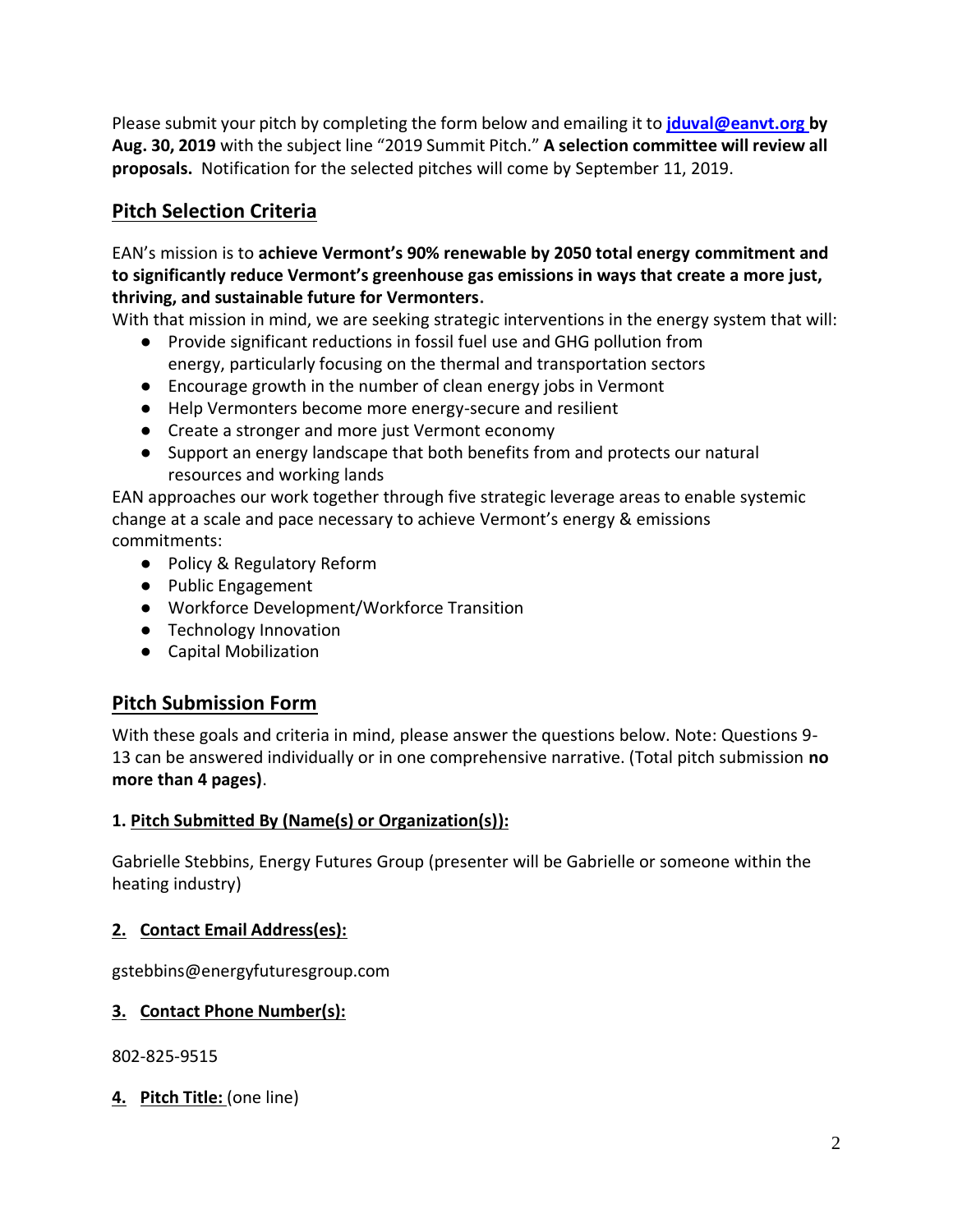Please submit your pitch by completing the form below and emailing it to **[jduval@eanvt.org](mailto:jduval@eanvt.org) by Aug. 30, 2019** with the subject line "2019 Summit Pitch." **A selection committee will review all proposals.** Notification for the selected pitches will come by September 11, 2019.

## Pitch Selection Criteria

EAN's mission is to **achieve Vermont's 90% renewable by 2050 total energy commitment and to significantly reduce Vermont's greenhouse gas emissions in ways that create a more just, thriving, and sustainable future for Vermonters.**

With that mission in mind, we are seeking strategic interventions in the energy system that will:

- Provide significant reductions in fossil fuel use and GHG pollution from energy, particularly focusing on the thermal and transportation sectors
- Encourage growth in the number of clean energy jobs in Vermont
- Help Vermonters become more energy-secure and resilient
- Create a stronger and more just Vermont economy
- Support an energy landscape that both benefits from and protects our natural resources and working lands

EAN approaches our work together through five strategic leverage areas to enable systemic change at a scale and pace necessary to achieve Vermont's energy & emissions commitments:

- Policy & Regulatory Reform
- Public Engagement
- Workforce Development/Workforce Transition
- Technology Innovation
- Capital Mobilization

## Pitch Submission Form

With these goals and criteria in mind, please answer the questions below. Note: Questions 9-13 can be answered individually or in one comprehensive narrative. (Total pitch submission **no more than 4 pages)**.

**1. Pitch Submitted By (Name(s) or Organization(s)):**

Gabrielle Stebbins, Energy Futures Group (presenter will be Gabrielle or someone within the heating industry)

**2. Contact Email Address(es):**

gstebbins@energyfuturesgroup.com

**3. Contact Phone Number(s):**

802-825-9515

**4. Pitch Title:** (one line)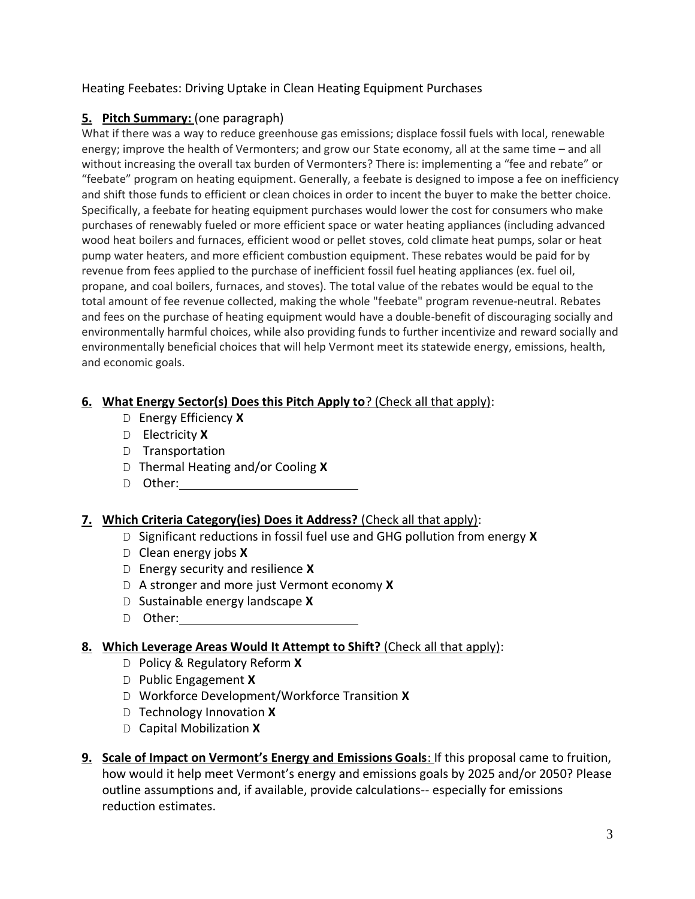Heating Feebates: Driving Uptake in Clean Heating Equipment Purchases

**5. Pitch Summary:** (one paragraph)

What if there was a way to reduce greenhouse gas emissions; displace fossil fuels with local, renewable energy; improve the health of Vermonters; and grow our State economy, all at the same time – and all without increasing the overall tax burden of Vermonters? There is: implementing a "fee and rebate" or "feebate" program on heating equipment. Generally, a feebate is designed to impose a fee on inefficiency and shift those funds to efficient or clean choices in order to incent the buyer to make the better choice. Specifically, a feebate for heating equipment purchases would lower the cost for consumers who make purchases of renewably fueled or more efficient space or water heating appliances (including advanced wood heat boilers and furnaces, efficient wood or pellet stoves, cold climate heat pumps, solar or heat pump water heaters, and more efficient combustion equipment. These rebates would be paid for by revenue from fees applied to the purchase of inefficient fossil fuel heating appliances (ex. fuel oil, propane, and coal boilers, furnaces, and stoves). The total value of the rebates would be equal to the total amount of fee revenue collected, making the whole "feebate" program revenue-neutral. Rebates and fees on the purchase of heating equipment would have a double-benefit of discouraging socially and environmentally harmful choices, while also providing funds to further incentivize and reward socially and environmentally beneficial choices that will help Vermont meet its statewide energy, emissions, health, and economic goals.

**6. What Energy Sector(s) Does this Pitch Apply to? (Check all that apply):**

- Energy Efficiency **X**
- Electricity **X**
- Transportation
- Thermal Heating and/or Cooling **X**
- Other: ____________________

**7. Which Criteria Category(ies) Does it Address? (Check all that apply):**

- Significant reductions in fossil fuel use and GHG pollution from energy **X**
- Clean energy jobs **X**
- Energy security and resilience **X**
- A stronger and more just Vermont economy **X**
- Sustainable energy landscape **X**
- Other: ____________________

**8. Which Leverage Areas Would It Attempt to Shift? (Check all that apply):**

- Policy & Regulatory Reform **X**
- Public Engagement **X**
- Workforce Development/Workforce Transition **X**
- Technology Innovation **X**
- Capital Mobilization **X**

**9. Scale of Impact on Vermont's Energy and Emissions Goals:** If this proposal came to fruition, how would it help meet Vermont's energy and emissions goals by 2025 and/or 2050? Please outline assumptions and, if available, provide calculations-- especially for emissions reduction estimates.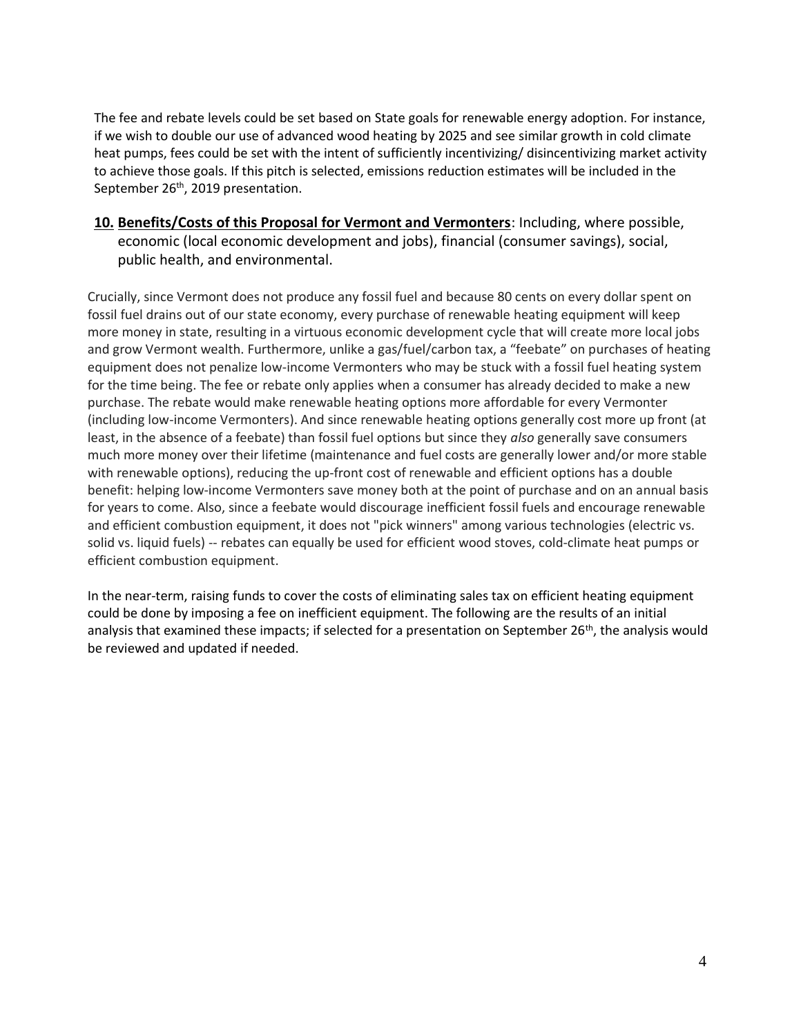The fee and rebate levels could be set based on State goals for renewable energy adoption. For instance, if we wish to double our use of advanced wood heating by 2025 and see similar growth in cold climate heat pumps, fees could be set with the intent of sufficiently incentivizing/ disincentivizing market activity to achieve those goals. If this pitch is selected, emissions reduction estimates will be included in the September 26th, 2019 presentation.

## **10. Benefits/Costs of this Proposal for Vermont and Vermonters**: Including, where possible, economic (local economic development and jobs), financial (consumer savings), social, public health, and environmental.

Crucially, since Vermont does not produce any fossil fuel and because 80 cents on every dollar spent on fossil fuel drains out of our state economy, every purchase of renewable heating equipment will keep more money in state, resulting in a virtuous economic development cycle that will create more local jobs and grow Vermont wealth. Furthermore, unlike a gas/fuel/carbon tax, a "feebate" on purchases of heating equipment does not penalize low-income Vermonters who may be stuck with a fossil fuel heating system for the time being. The fee or rebate only applies when a consumer has already decided to make a new purchase. The rebate would make renewable heating options more affordable for every Vermonter (including low-income Vermonters). And since renewable heating options generally cost more up front (at least, in the absence of a feebate) than fossil fuel options but since they *also* generally save consumers much more money over their lifetime (maintenance and fuel costs are generally lower and/or more stable with renewable options), reducing the up-front cost of renewable and efficient options has a double benefit: helping low-income Vermonters save money both at the point of purchase and on an annual basis for years to come. Also, since a feebate would discourage inefficient fossil fuels and encourage renewable and efficient combustion equipment, it does not "pick winners" among various technologies (electric vs. solid vs. liquid fuels) -- rebates can equally be used for efficient wood stoves, cold-climate heat pumps or efficient combustion equipment.

In the near-term, raising funds to cover the costs of eliminating sales tax on efficient heating equipment could be done by imposing a fee on inefficient equipment. The following are the results of an initial analysis that examined these impacts; if selected for a presentation on September 26th, the analysis would be reviewed and updated if needed.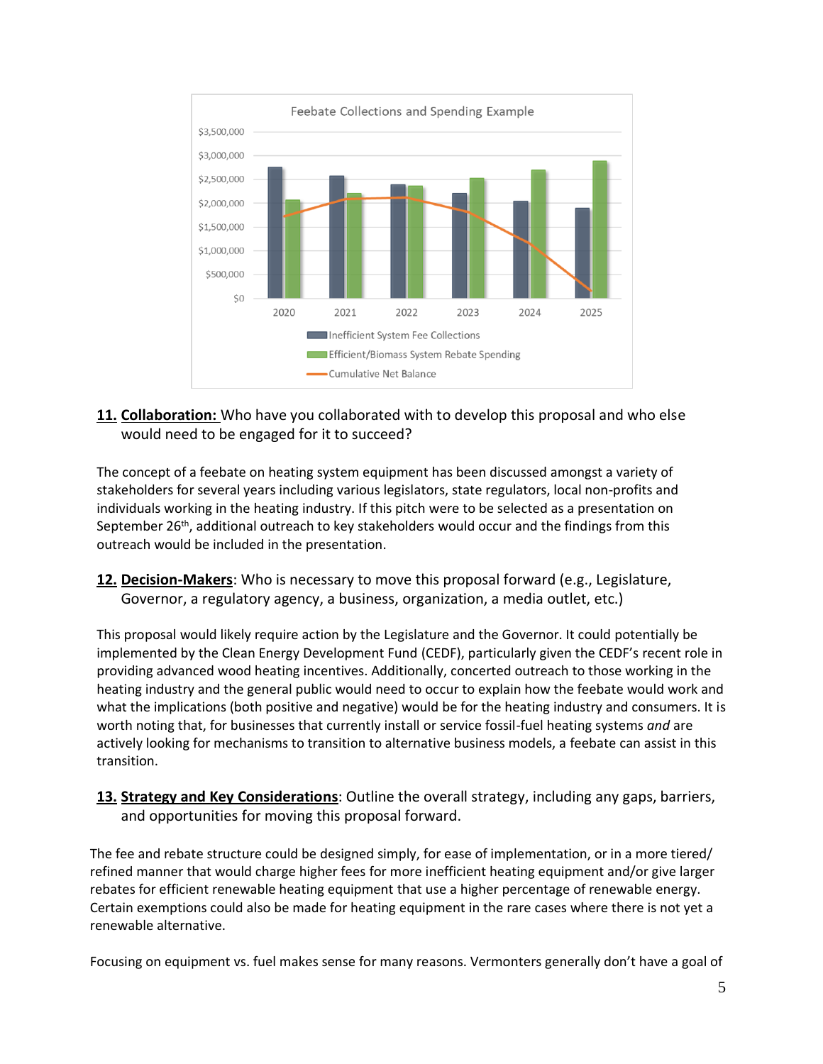Feebate Collections and Spending Example

- Inefficient System Fee Collections
- Efficient/Biomass System Rebate Spending
- Cumulative Net Balance

**11. Collaboration:** Who have you collaborated with to develop this proposal and who else would need to be engaged for it to succeed?

The concept of a feebate on heating system equipment has been discussed amongst a variety of stakeholders for several years including various legislators, state regulators, local non-profits and individuals working in the heating industry. If this pitch were to be selected as a presentation on September 26th, additional outreach to key stakeholders would occur and the findings from this outreach would be included in the presentation.

**12. Decision-Makers**: Who is necessary to move this proposal forward (e.g., Legislature, Governor, a regulatory agency, a business, organization, a media outlet, etc.)

This proposal would likely require action by the Legislature and the Governor. It could potentially be implemented by the Clean Energy Development Fund (CEDF), particularly given the CEDF's recent role in providing advanced wood heating incentives. Additionally, concerted outreach to those working in the heating industry and the general public would need to occur to explain how the feebate would work and what the implications (both positive and negative) would be for the heating industry and consumers. It is worth noting that, for businesses that currently install or service fossil-fuel heating systems *and* are actively looking for mechanisms to transition to alternative business models, a feebate can assist in this transition.

**13. Strategy and Key Considerations**: Outline the overall strategy, including any gaps, barriers, and opportunities for moving this proposal forward.

The fee and rebate structure could be designed simply, for ease of implementation, or in a more tiered/ refined manner that would charge higher fees for more inefficient heating equipment and/or give larger rebates for efficient renewable heating equipment that use a higher percentage of renewable energy. Certain exemptions could also be made for heating equipment in the rare cases where there is not yet a renewable alternative.

Focusing on equipment vs. fuel makes sense for many reasons. Vermonters generally don't have a goal of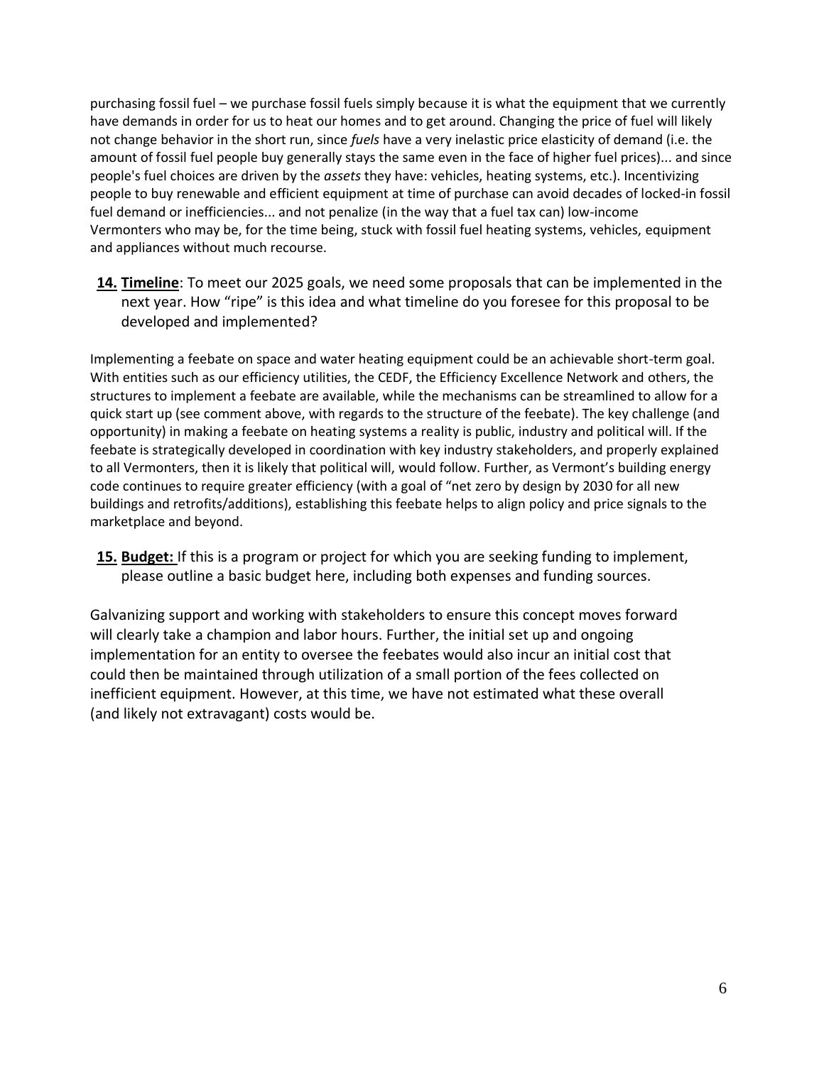purchasing fossil fuel – we purchase fossil fuels simply because it is what the equipment that we currently have demands in order for us to heat our homes and to get around. Changing the price of fuel will likely not change behavior in the short run, since *fuels* have a very inelastic price elasticity of demand (i.e. the amount of fossil fuel people buy generally stays the same even in the face of higher fuel prices)... and since people's fuel choices are driven by the *assets* they have: vehicles, heating systems, etc.). Incentivizing people to buy renewable and efficient equipment at time of purchase can avoid decades of locked-in fossil fuel demand or inefficiencies... and not penalize (in the way that a fuel tax can) low-income Vermonters who may be, for the time being, stuck with fossil fuel heating systems, vehicles, equipment and appliances without much recourse.

**14. <u>Timeline</u>**: To meet our 2025 goals, we need some proposals that can be implemented in the next year. How "ripe" is this idea and what timeline do you foresee for this proposal to be developed and implemented?

Implementing a feebate on space and water heating equipment could be an achievable short-term goal. With entities such as our efficiency utilities, the CEDF, the Efficiency Excellence Network and others, the structures to implement a feebate are available, while the mechanisms can be streamlined to allow for a quick start up (see comment above, with regards to the structure of the feebate). The key challenge (and opportunity) in making a feebate on heating systems a reality is public, industry and political will. If the feebate is strategically developed in coordination with key industry stakeholders, and properly explained to all Vermonters, then it is likely that political will, would follow. Further, as Vermont's building energy code continues to require greater efficiency (with a goal of "net zero by design by 2030 for all new buildings and retrofits/additions), establishing this feebate helps to align policy and price signals to the marketplace and beyond.

**15. <u>Budget:</u>** If this is a program or project for which you are seeking funding to implement, please outline a basic budget here, including both expenses and funding sources.

Galvanizing support and working with stakeholders to ensure this concept moves forward will clearly take a champion and labor hours. Further, the initial set up and ongoing implementation for an entity to oversee the feebates would also incur an initial cost that could then be maintained through utilization of a small portion of the fees collected on inefficient equipment. However, at this time, we have not estimated what these overall (and likely not extravagant) costs would be.